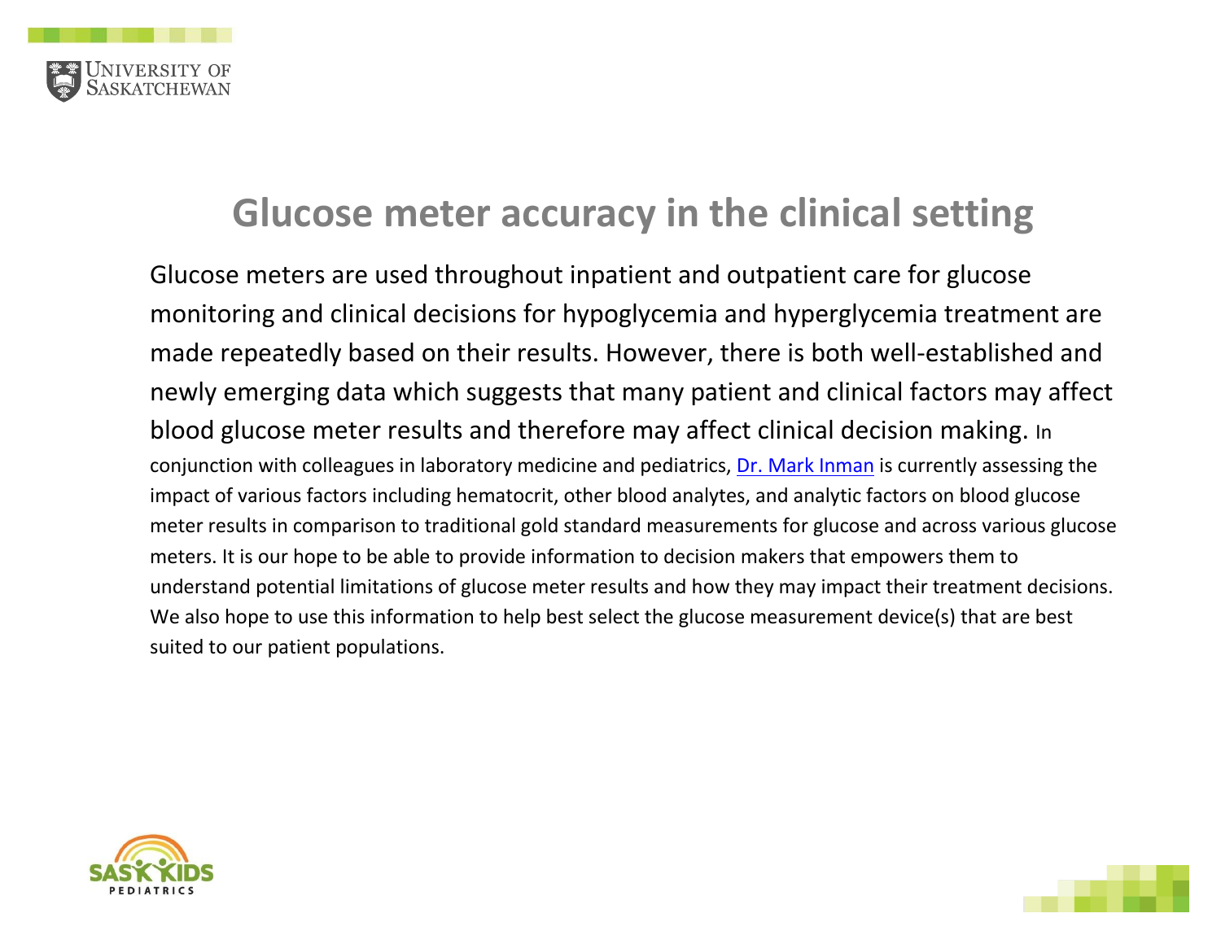# Glucose meter accuracy in the clinical setting

Glucose meters are used throughout inpatient and outpatient care for glucose monitoring and clinical decisions for hypoglycemia and hyperglycemia treatment are made repeatedly based on their results. However, there is both well-established and newly emerging data which suggests that many patient and clinical factors may affect blood glucose meter results and therefore may affect clinical decision making. In conjunction with colleagues in laboratory medicine and pediatrics, Dr. Mark Inman is currently assessing the impact of various factors including hematocrit, other blood analytes, and analytic factors on blood glucose meter results in comparison to traditional gold standard measurements for glucose and across various glucose meters. It is our hope to be able to provide information to decision makers that empowers them to understand potential limitations of glucose meter results and how they may impact their treatment decisions. We also hope to use this information to help best select the glucose measurement device(s) that are best suited to our patient populations.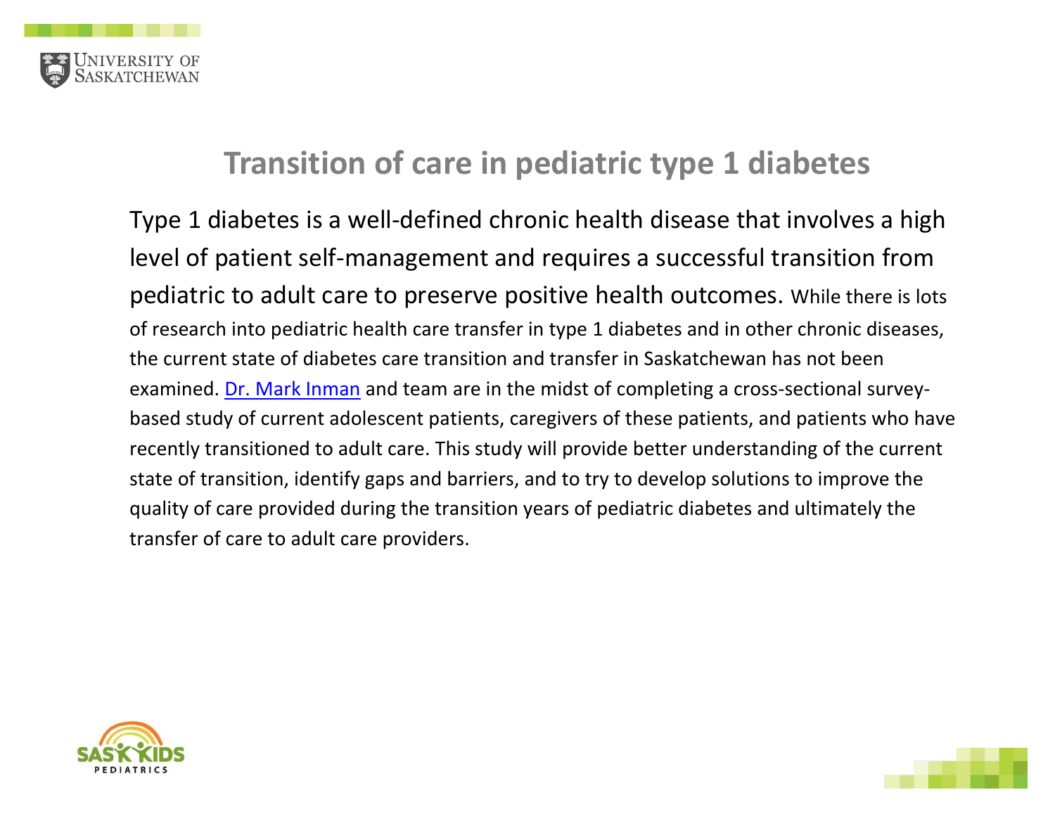# Transition of care in pediatric type 1 diabetes

Type 1 diabetes is a well-defined chronic health disease that involves a high level of patient self-management and requires a successful transition from pediatric to adult care to preserve positive health outcomes. While there is lots of research into pediatric health care transfer in type 1 diabetes and in other chronic diseases, the current state of diabetes care transition and transfer in Saskatchewan has not been examined. Dr. Mark Inman and team are in the midst of completing a cross-sectional survey-based study of current adolescent patients, caregivers of these patients, and patients who have recently transitioned to adult care. This study will provide better understanding of the current state of transition, identify gaps and barriers, and to try to develop solutions to improve the quality of care provided during the transition years of pediatric diabetes and ultimately the transfer of care to adult care providers.